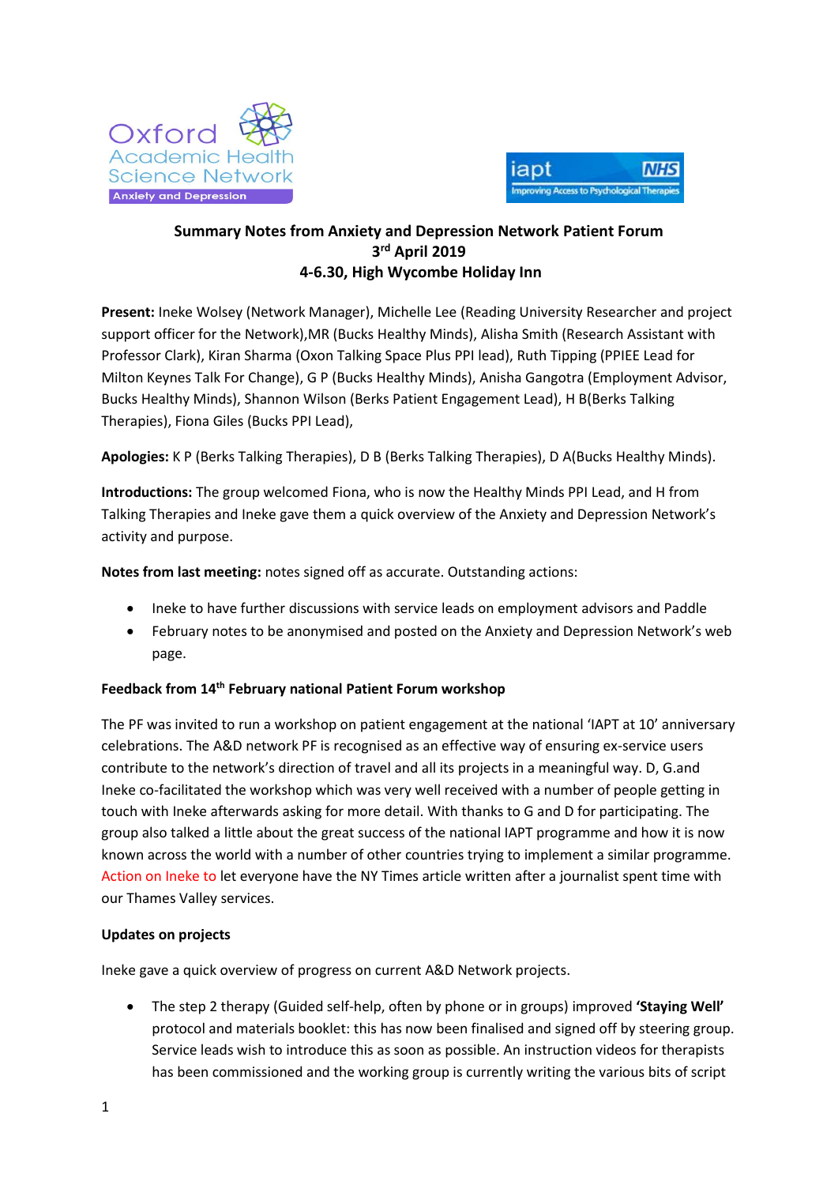**Summary Notes from Anxiety and Depression Network Patient Forum**
**3rd April 2019**
**4-6.30, High Wycombe Holiday Inn**

**Present:** Ineke Wolsey (Network Manager), Michelle Lee (Reading University Researcher and project support officer for the Network),MR (Bucks Healthy Minds), Alisha Smith (Research Assistant with Professor Clark), Kiran Sharma (Oxon Talking Space Plus PPI lead), Ruth Tipping (PPIEE Lead for Milton Keynes Talk For Change), G P (Bucks Healthy Minds), Anisha Gangotra (Employment Advisor, Bucks Healthy Minds), Shannon Wilson (Berks Patient Engagement Lead), H B(Berks Talking Therapies), Fiona Giles (Bucks PPI Lead),

**Apologies:** K P (Berks Talking Therapies), D B (Berks Talking Therapies), D A(Bucks Healthy Minds).

**Introductions:** The group welcomed Fiona, who is now the Healthy Minds PPI Lead, and H from Talking Therapies and Ineke gave them a quick overview of the Anxiety and Depression Network's activity and purpose.

**Notes from last meeting:** notes signed off as accurate. Outstanding actions:

- Ineke to have further discussions with service leads on employment advisors and Paddle
- February notes to be anonymised and posted on the Anxiety and Depression Network's web page.

**Feedback from 14th February national Patient Forum workshop**

The PF was invited to run a workshop on patient engagement at the national 'IAPT at 10' anniversary celebrations. The A&D network PF is recognised as an effective way of ensuring ex-service users contribute to the network's direction of travel and all its projects in a meaningful way. D, G.and Ineke co-facilitated the workshop which was very well received with a number of people getting in touch with Ineke afterwards asking for more detail. With thanks to G and D for participating. The group also talked a little about the great success of the national IAPT programme and how it is now known across the world with a number of other countries trying to implement a similar programme. Action on Ineke to let everyone have the NY Times article written after a journalist spent time with our Thames Valley services.

**Updates on projects**

Ineke gave a quick overview of progress on current A&D Network projects.

- The step 2 therapy (Guided self-help, often by phone or in groups) improved **'Staying Well'** protocol and materials booklet: this has now been finalised and signed off by steering group. Service leads wish to introduce this as soon as possible. An instruction videos for therapists has been commissioned and the working group is currently writing the various bits of script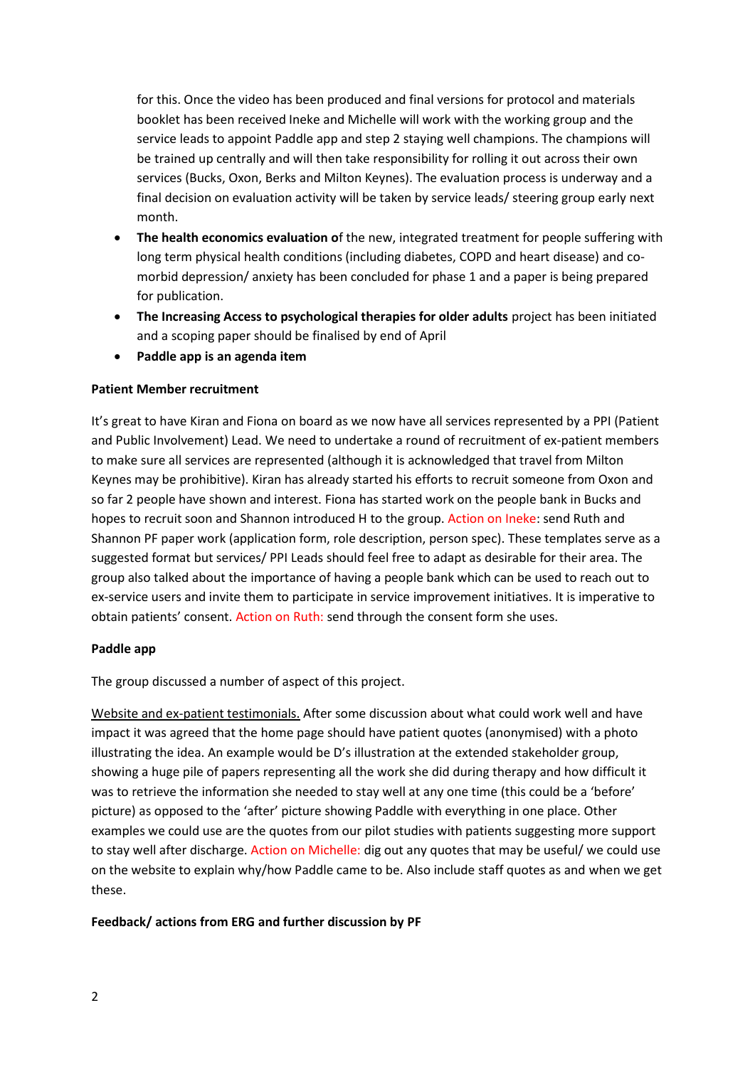for this. Once the video has been produced and final versions for protocol and materials booklet has been received Ineke and Michelle will work with the working group and the service leads to appoint Paddle app and step 2 staying well champions. The champions will be trained up centrally and will then take responsibility for rolling it out across their own services (Bucks, Oxon, Berks and Milton Keynes). The evaluation process is underway and a final decision on evaluation activity will be taken by service leads/ steering group early next month.

- **The health economics evaluation o**f the new, integrated treatment for people suffering with long term physical health conditions (including diabetes, COPD and heart disease) and co-morbid depression/ anxiety has been concluded for phase 1 and a paper is being prepared for publication.
- **The Increasing Access to psychological therapies for older adults** project has been initiated and a scoping paper should be finalised by end of April
- **Paddle app is an agenda item**

**Patient Member recruitment**

It's great to have Kiran and Fiona on board as we now have all services represented by a PPI (Patient and Public Involvement) Lead. We need to undertake a round of recruitment of ex-patient members to make sure all services are represented (although it is acknowledged that travel from Milton Keynes may be prohibitive). Kiran has already started his efforts to recruit someone from Oxon and so far 2 people have shown and interest. Fiona has started work on the people bank in Bucks and hopes to recruit soon and Shannon introduced H to the group. Action on Ineke: send Ruth and Shannon PF paper work (application form, role description, person spec). These templates serve as a suggested format but services/ PPI Leads should feel free to adapt as desirable for their area. The group also talked about the importance of having a people bank which can be used to reach out to ex-service users and invite them to participate in service improvement initiatives. It is imperative to obtain patients' consent. Action on Ruth: send through the consent form she uses.

**Paddle app**

The group discussed a number of aspect of this project.

Website and ex-patient testimonials. After some discussion about what could work well and have impact it was agreed that the home page should have patient quotes (anonymised) with a photo illustrating the idea. An example would be D's illustration at the extended stakeholder group, showing a huge pile of papers representing all the work she did during therapy and how difficult it was to retrieve the information she needed to stay well at any one time (this could be a 'before' picture) as opposed to the 'after' picture showing Paddle with everything in one place. Other examples we could use are the quotes from our pilot studies with patients suggesting more support to stay well after discharge. Action on Michelle: dig out any quotes that may be useful/ we could use on the website to explain why/how Paddle came to be. Also include staff quotes as and when we get these.

**Feedback/ actions from ERG and further discussion by PF**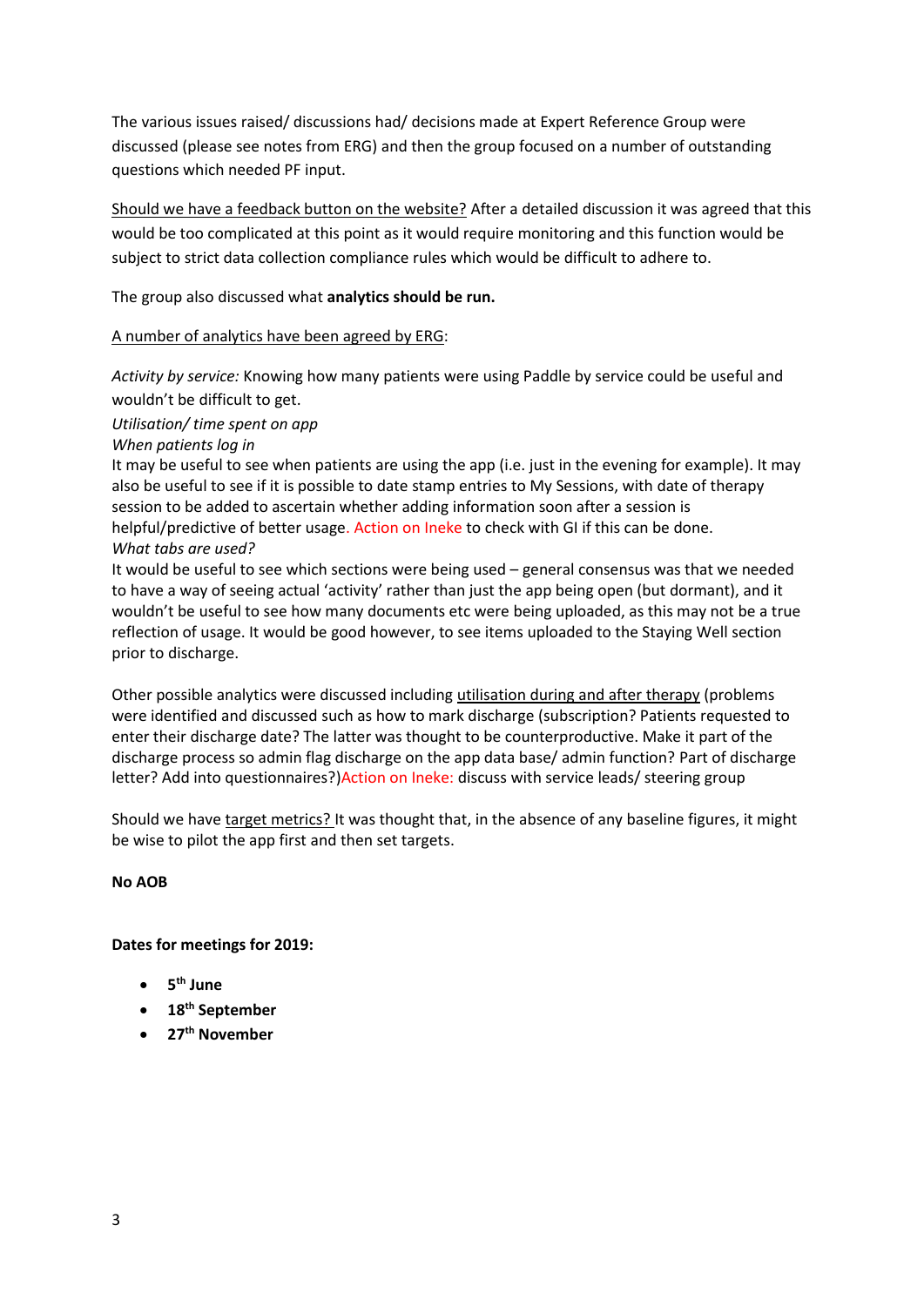The various issues raised/ discussions had/ decisions made at Expert Reference Group were discussed (please see notes from ERG) and then the group focused on a number of outstanding questions which needed PF input.

Should we have a feedback button on the website? After a detailed discussion it was agreed that this would be too complicated at this point as it would require monitoring and this function would be subject to strict data collection compliance rules which would be difficult to adhere to.

The group also discussed what **analytics should be run.**

A number of analytics have been agreed by ERG:

*Activity by service:* Knowing how many patients were using Paddle by service could be useful and wouldn't be difficult to get.
*Utilisation/ time spent on app*
*When patients log in*
It may be useful to see when patients are using the app (i.e. just in the evening for example). It may also be useful to see if it is possible to date stamp entries to My Sessions, with date of therapy session to be added to ascertain whether adding information soon after a session is helpful/predictive of better usage. Action on Ineke to check with GI if this can be done.
*What tabs are used?*
It would be useful to see which sections were being used – general consensus was that we needed to have a way of seeing actual 'activity' rather than just the app being open (but dormant), and it wouldn't be useful to see how many documents etc were being uploaded, as this may not be a true reflection of usage. It would be good however, to see items uploaded to the Staying Well section prior to discharge.

Other possible analytics were discussed including utilisation during and after therapy (problems were identified and discussed such as how to mark discharge (subscription? Patients requested to enter their discharge date? The latter was thought to be counterproductive. Make it part of the discharge process so admin flag discharge on the app data base/ admin function? Part of discharge letter? Add into questionnaires?)Action on Ineke: discuss with service leads/ steering group

Should we have target metrics? It was thought that, in the absence of any baseline figures, it might be wise to pilot the app first and then set targets.

**No AOB**

**Dates for meetings for 2019:**

- **5th June**
- **18th September**
- **27th November**